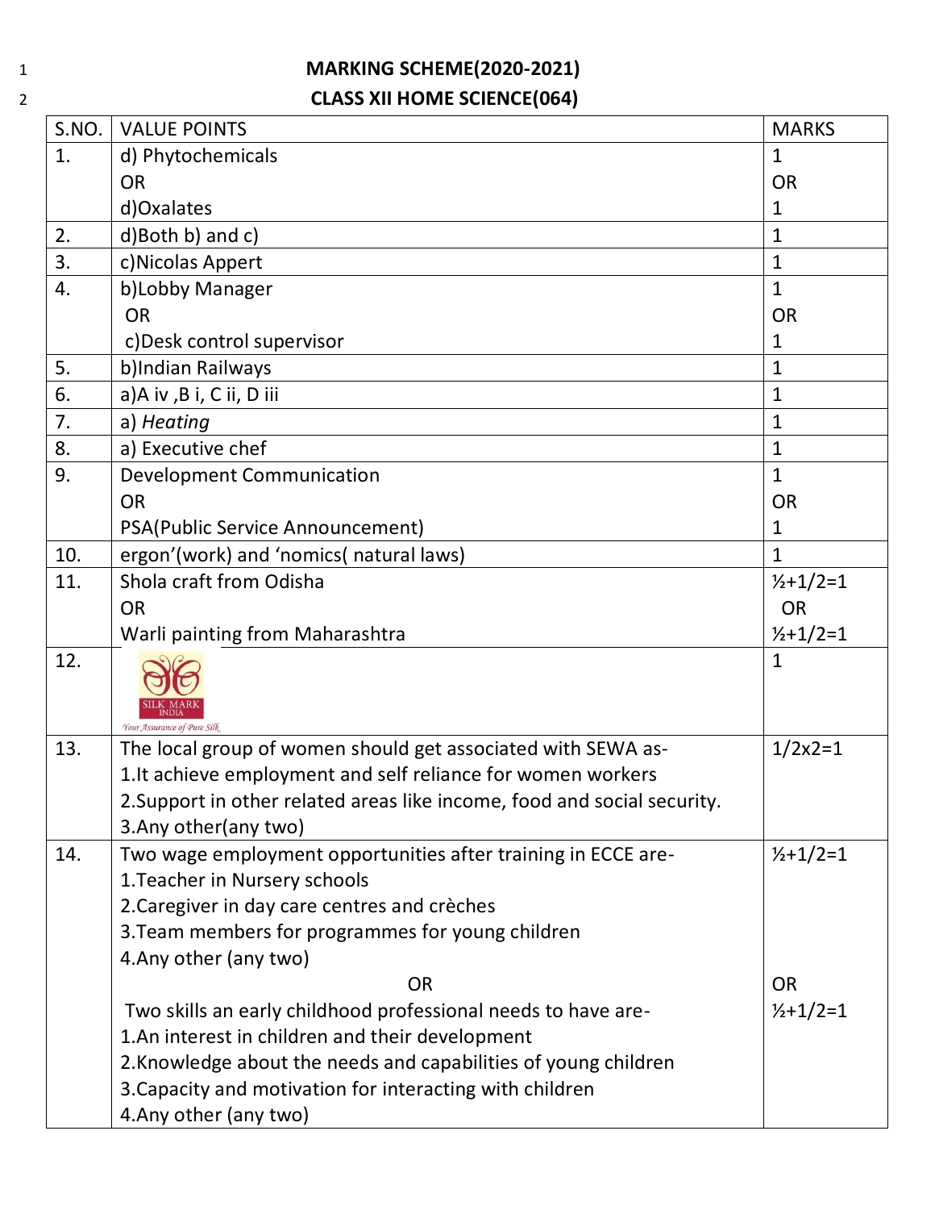# MARKING SCHEME(2020-2021)
## CLASS XII HOME SCIENCE(064)

| S.NO. | VALUE POINTS | MARKS |
|---|---|---|
| 1. | d) Phytochemicals<br>OR<br>d)Oxalates | 1<br>OR<br>1 |
| 2. | d)Both b) and c) | 1 |
| 3. | c)Nicolas Appert | 1 |
| 4. | b)Lobby Manager<br>OR<br>c)Desk control supervisor | 1<br>OR<br>1 |
| 5. | b)Indian Railways | 1 |
| 6. | a)A iv ,B i, C ii, D iii | 1 |
| 7. | a) *Heating* | 1 |
| 8. | a) Executive chef | 1 |
| 9. | Development Communication<br>OR<br>PSA(Public Service Announcement) | 1<br>OR<br>1 |
| 10. | ergon'(work) and 'nomics( natural laws) | 1 |
| 11. | Shola craft from Odisha<br>OR<br>Warli painting from Maharashtra | ½+1/2=1<br>OR<br>½+1/2=1 |
| 12. | SILK MARK INDIA<br>Your Assurance of Pure Silk | 1 |
| 13. | The local group of women should get associated with SEWA as-<br>1.It achieve employment and self reliance for women workers<br>2.Support in other related areas like income, food and social security.<br>3.Any other(any two) | 1/2x2=1 |
| 14. | Two wage employment opportunities after training in ECCE are-<br>1.Teacher in Nursery schools<br>2.Caregiver in day care centres and crèches<br>3.Team members for programmes for young children<br>4.Any other (any two)<br>OR<br>Two skills an early childhood professional needs to have are-<br>1.An interest in children and their development<br>2.Knowledge about the needs and capabilities of young children<br>3.Capacity and motivation for interacting with children<br>4.Any other (any two) | ½+1/2=1<br><br><br><br><br>OR<br>½+1/2=1 |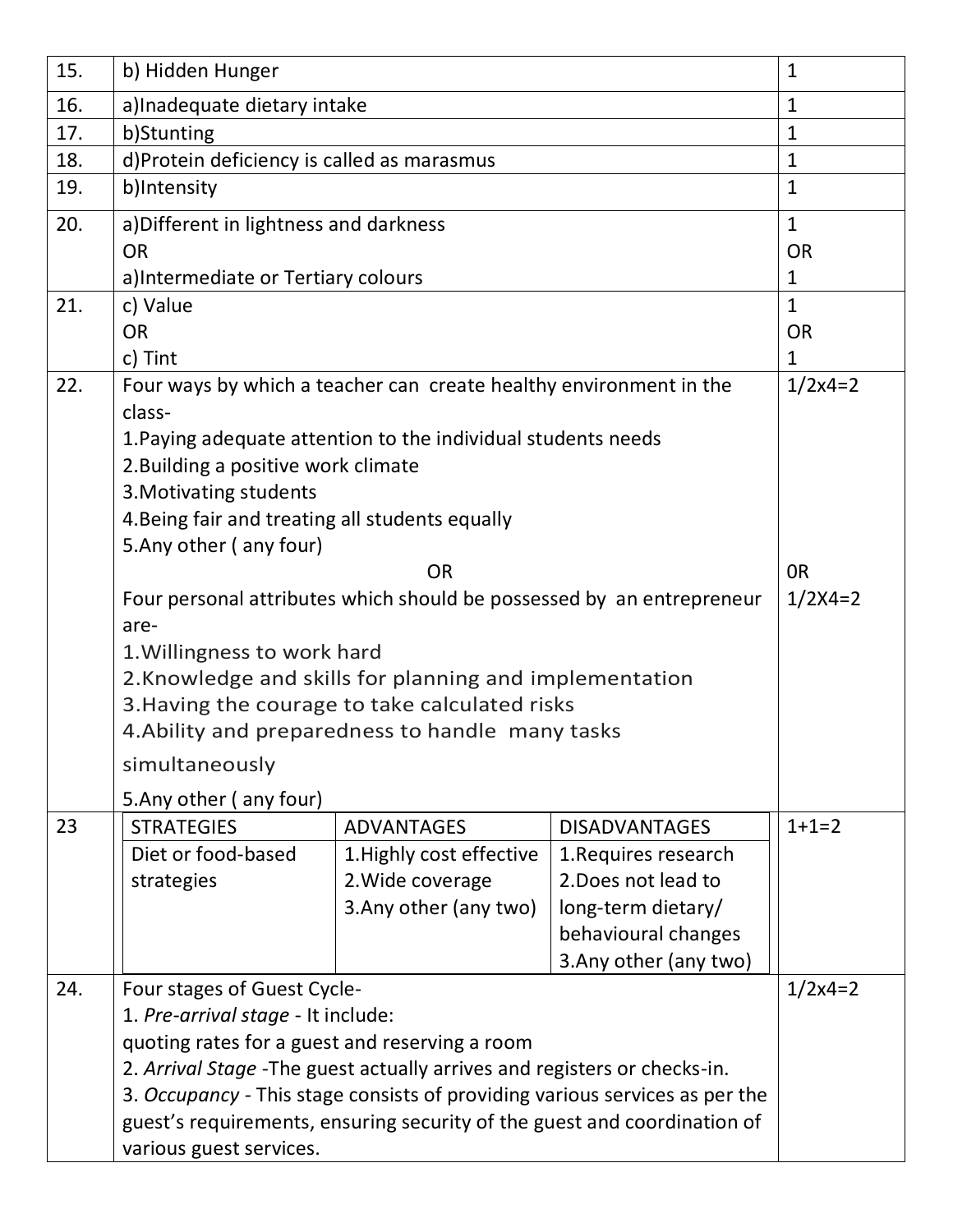| | | |
|---|---|---|
| 15. | b) Hidden Hunger | 1 |
| 16. | a)Inadequate dietary intake | 1 |
| 17. | b)Stunting | 1 |
| 18. | d)Protein deficiency is called as marasmus | 1 |
| 19. | b)Intensity | 1 |
| 20. | a)Different in lightness and darkness<br>OR<br>a)Intermediate or Tertiary colours | 1<br>OR<br>1 |
| 21. | c) Value<br>OR<br>c) Tint | 1<br>OR<br>1 |
| 22. | Four ways by which a teacher can create healthy environment in the class-<br>1.Paying adequate attention to the individual students needs<br>2.Building a positive work climate<br>3.Motivating students<br>4.Being fair and treating all students equally<br>5.Any other ( any four)<br>OR<br>Four personal attributes which should be possessed by an entrepreneur are-<br>1.Willingness to work hard<br>2.Knowledge and skills for planning and implementation<br>3.Having the courage to take calculated risks<br>4.Ability and preparedness to handle many tasks simultaneously<br>5.Any other ( any four) | 1/2x4=2<br><br><br><br><br><br>0R<br>1/2X4=2 |
| 23 | **STRATEGIES**: Diet or food-based strategies<br>**ADVANTAGES**: 1.Highly cost effective 2.Wide coverage 3.Any other (any two)<br>**DISADVANTAGES**: 1.Requires research 2.Does not lead to long-term dietary/ behavioural changes 3.Any other (any two) | 1+1=2 |
| 24. | Four stages of Guest Cycle-<br>1. *Pre-arrival stage* - It include:<br>quoting rates for a guest and reserving a room<br>2. *Arrival Stage* -The guest actually arrives and registers or checks-in.<br>3. *Occupancy* - This stage consists of providing various services as per the guest's requirements, ensuring security of the guest and coordination of various guest services. | 1/2x4=2 |

Table for Q23:

| STRATEGIES | ADVANTAGES | DISADVANTAGES |
|---|---|---|
| Diet or food-based strategies | 1.Highly cost effective<br>2.Wide coverage<br>3.Any other (any two) | 1.Requires research<br>2.Does not lead to long-term dietary/ behavioural changes<br>3.Any other (any two) |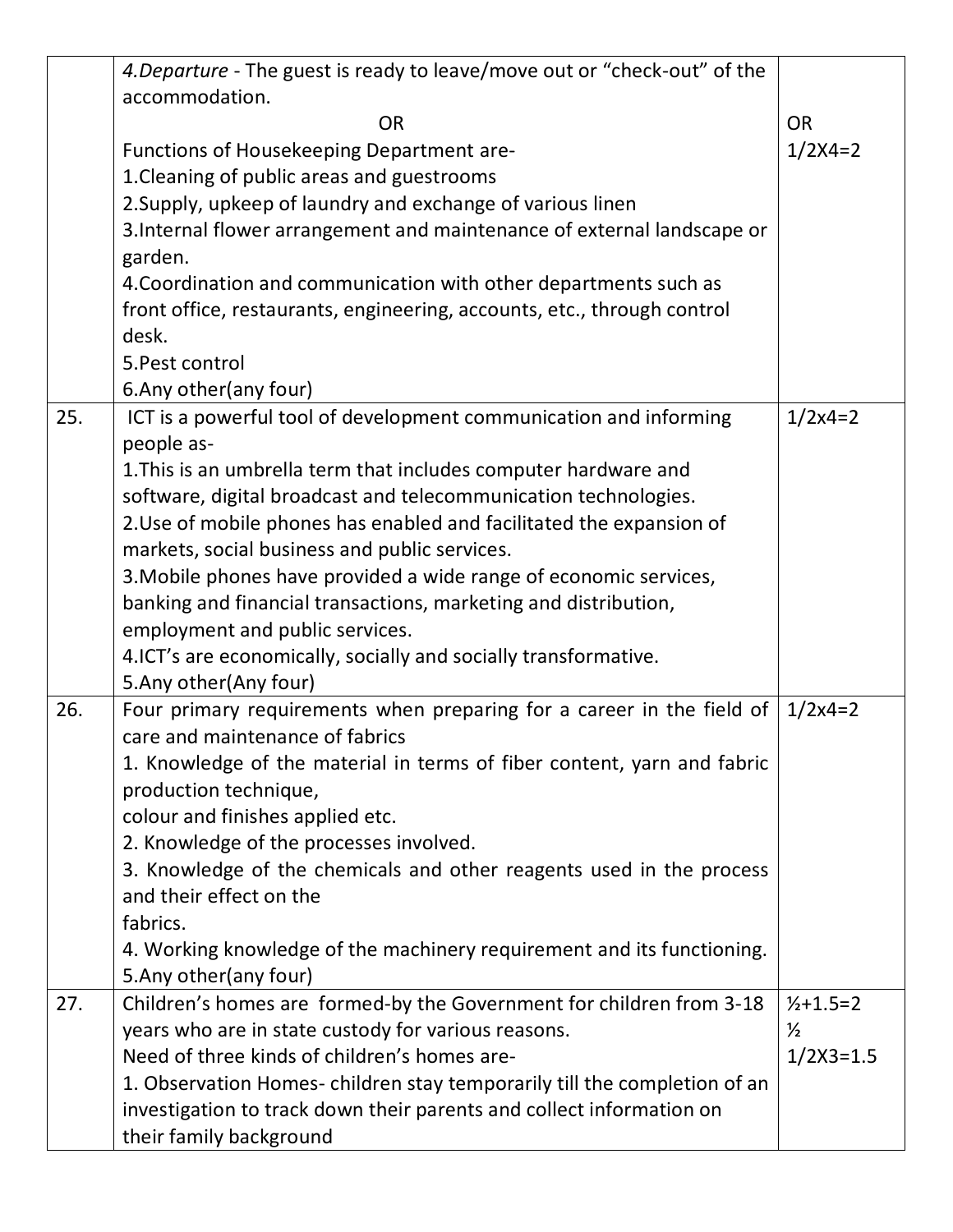|  |  |  |
|---|---|---|
|  | *4.Departure* - The guest is ready to leave/move out or "check-out" of the accommodation.<br>OR<br>Functions of Housekeeping Department are-<br>1.Cleaning of public areas and guestrooms<br>2.Supply, upkeep of laundry and exchange of various linen<br>3.Internal flower arrangement and maintenance of external landscape or garden.<br>4.Coordination and communication with other departments such as front office, restaurants, engineering, accounts, etc., through control desk.<br>5.Pest control<br>6.Any other(any four) | OR<br>1/2X4=2 |
| 25. | ICT is a powerful tool of development communication and informing people as-<br>1.This is an umbrella term that includes computer hardware and software, digital broadcast and telecommunication technologies.<br>2.Use of mobile phones has enabled and facilitated the expansion of markets, social business and public services.<br>3.Mobile phones have provided a wide range of economic services, banking and financial transactions, marketing and distribution, employment and public services.<br>4.ICT's are economically, socially and socially transformative.<br>5.Any other(Any four) | 1/2x4=2 |
| 26. | Four primary requirements when preparing for a career in the field of care and maintenance of fabrics<br>1. Knowledge of the material in terms of fiber content, yarn and fabric production technique,<br>colour and finishes applied etc.<br>2. Knowledge of the processes involved.<br>3. Knowledge of the chemicals and other reagents used in the process and their effect on the<br>fabrics.<br>4. Working knowledge of the machinery requirement and its functioning.<br>5.Any other(any four) | 1/2x4=2 |
| 27. | Children's homes are formed-by the Government for children from 3-18 years who are in state custody for various reasons.<br>Need of three kinds of children's homes are-<br>1. Observation Homes- children stay temporarily till the completion of an investigation to track down their parents and collect information on their family background | ½+1.5=2<br>½<br>1/2X3=1.5 |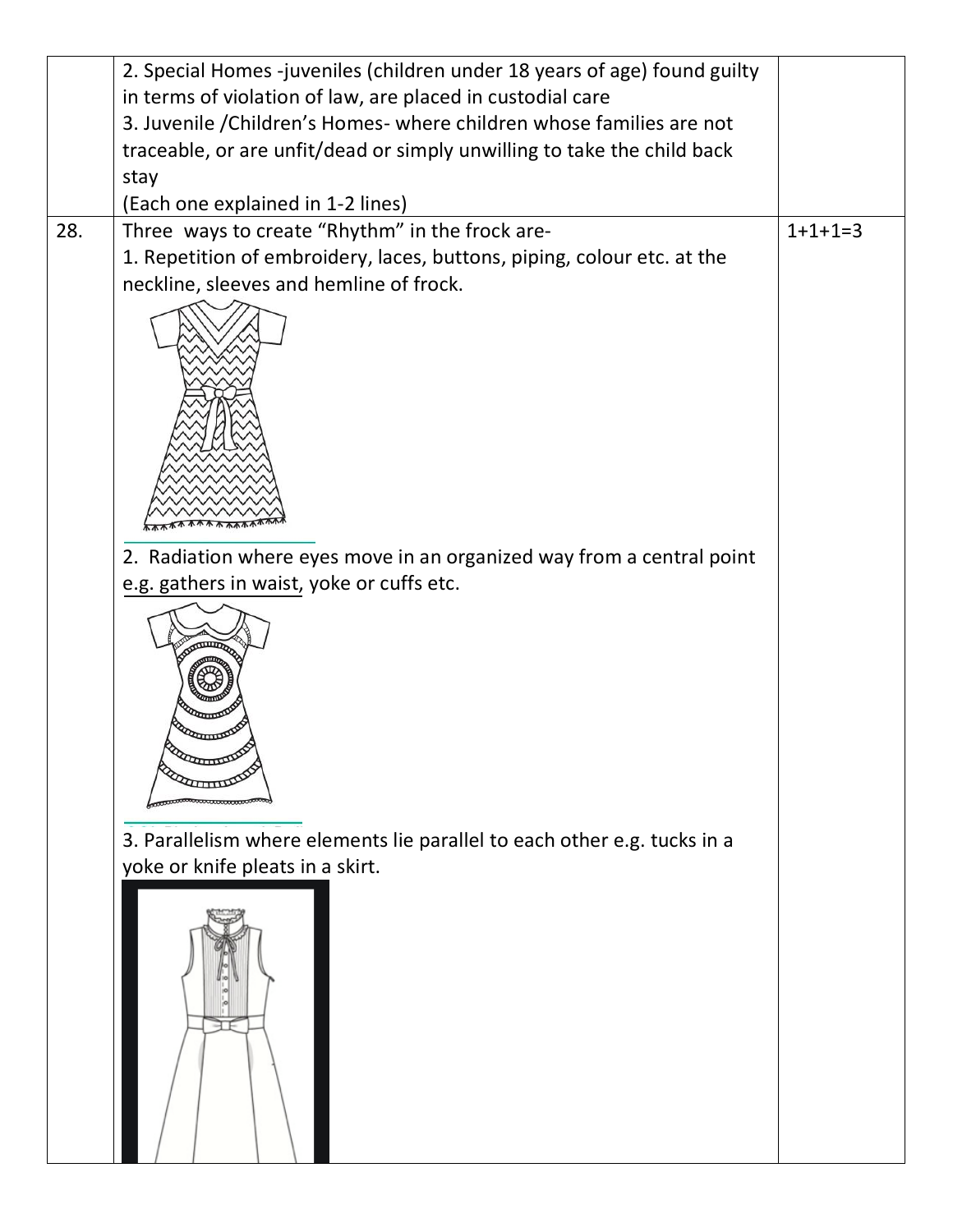|  |  |  |
|---|---|---|
|  | 2. Special Homes -juveniles (children under 18 years of age) found guilty in terms of violation of law, are placed in custodial care<br>3. Juvenile /Children's Homes- where children whose families are not traceable, or are unfit/dead or simply unwilling to take the child back stay<br>(Each one explained in 1-2 lines) |  |
| 28. | Three ways to create "Rhythm" in the frock are-<br>1. Repetition of embroidery, laces, buttons, piping, colour etc. at the neckline, sleeves and hemline of frock.<br>2. Radiation where eyes move in an organized way from a central point e.g. gathers in waist, yoke or cuffs etc.<br>3. Parallelism where elements lie parallel to each other e.g. tucks in a yoke or knife pleats in a skirt. | 1+1+1=3 |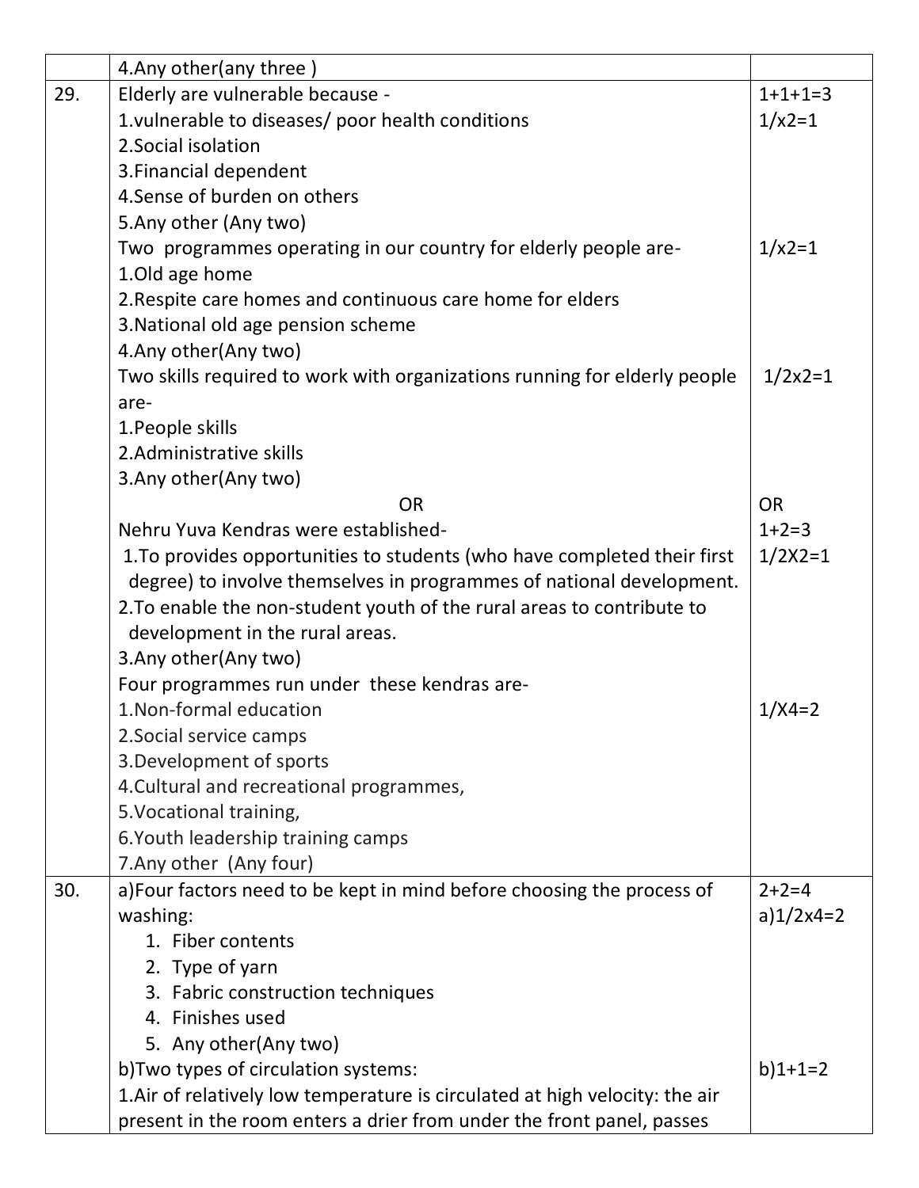| | | |
|---|---|---|
| | 4.Any other(any three ) | |
| 29. | Elderly are vulnerable because -<br>1.vulnerable to diseases/ poor health conditions<br>2.Social isolation<br>3.Financial dependent<br>4.Sense of burden on others<br>5.Any other (Any two)<br>Two programmes operating in our country for elderly people are-<br>1.Old age home<br>2.Respite care homes and continuous care home for elders<br>3.National old age pension scheme<br>4.Any other(Any two)<br>Two skills required to work with organizations running for elderly people are-<br>1.People skills<br>2.Administrative skills<br>3.Any other(Any two)<br>OR<br>Nehru Yuva Kendras were established-<br>1.To provides opportunities to students (who have completed their first degree) to involve themselves in programmes of national development.<br>2.To enable the non-student youth of the rural areas to contribute to development in the rural areas.<br>3.Any other(Any two)<br>Four programmes run under these kendras are-<br>1.Non-formal education<br>2.Social service camps<br>3.Development of sports<br>4.Cultural and recreational programmes,<br>5.Vocational training,<br>6.Youth leadership training camps<br>7.Any other (Any four) | 1+1+1=3<br>1/x2=1<br><br><br><br><br>1/x2=1<br><br><br><br><br>1/2x2=1<br><br><br><br><br>OR<br>1+2=3<br>1/2X2=1<br><br><br><br><br><br>1/X4=2 |
| 30. | a)Four factors need to be kept in mind before choosing the process of washing:<br>1. Fiber contents<br>2. Type of yarn<br>3. Fabric construction techniques<br>4. Finishes used<br>5. Any other(Any two)<br>b)Two types of circulation systems:<br>1.Air of relatively low temperature is circulated at high velocity: the air present in the room enters a drier from under the front panel, passes | 2+2=4<br>a)1/2x4=2<br><br><br><br><br><br>b)1+1=2 |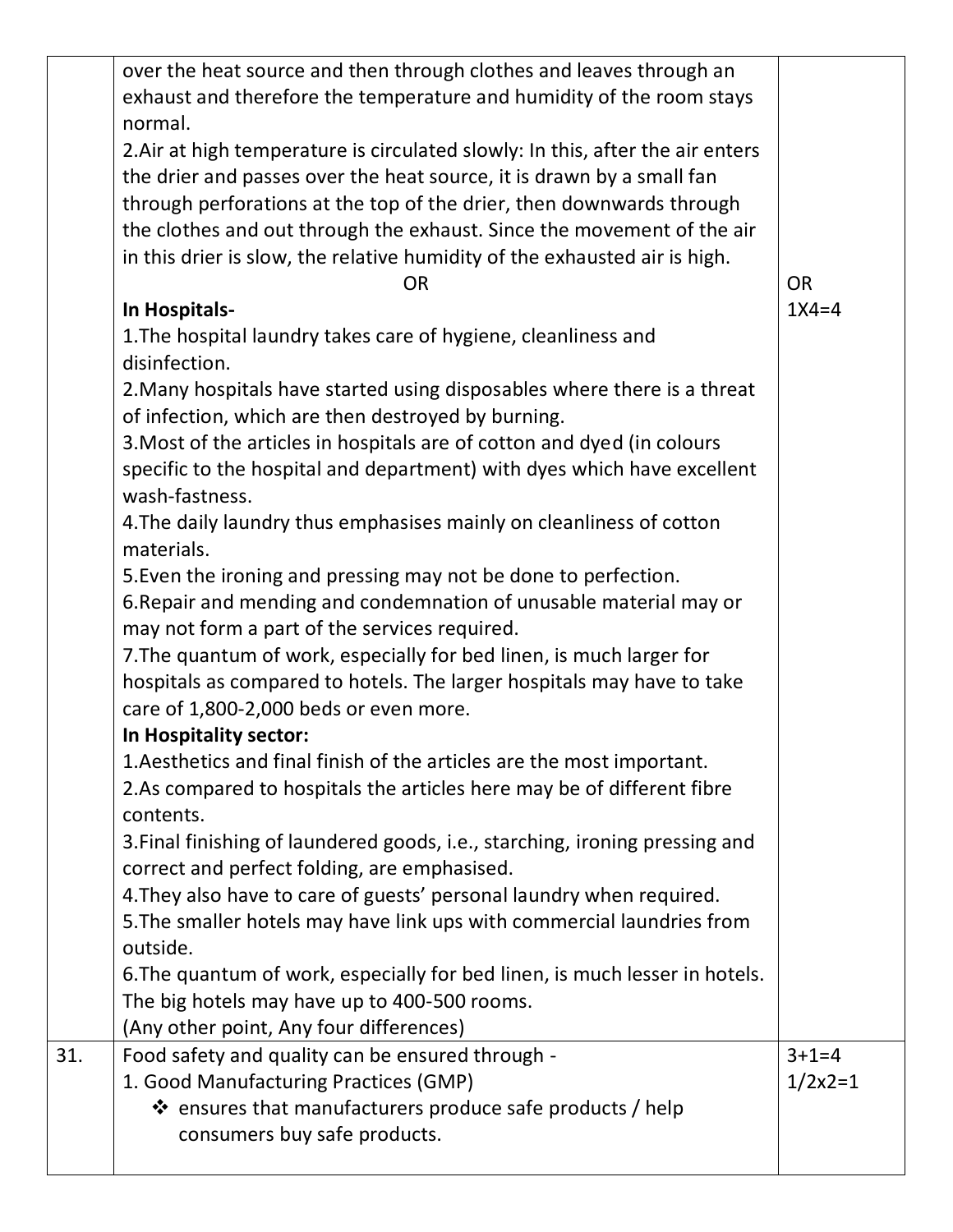| | | |
|---|---|---|
| | over the heat source and then through clothes and leaves through an exhaust and therefore the temperature and humidity of the room stays normal.<br>2.Air at high temperature is circulated slowly: In this, after the air enters the drier and passes over the heat source, it is drawn by a small fan through perforations at the top of the drier, then downwards through the clothes and out through the exhaust. Since the movement of the air in this drier is slow, the relative humidity of the exhausted air is high.<br>OR<br>**In Hospitals-**<br>1.The hospital laundry takes care of hygiene, cleanliness and disinfection.<br>2.Many hospitals have started using disposables where there is a threat of infection, which are then destroyed by burning.<br>3.Most of the articles in hospitals are of cotton and dyed (in colours specific to the hospital and department) with dyes which have excellent wash-fastness.<br>4.The daily laundry thus emphasises mainly on cleanliness of cotton materials.<br>5.Even the ironing and pressing may not be done to perfection.<br>6.Repair and mending and condemnation of unusable material may or may not form a part of the services required.<br>7.The quantum of work, especially for bed linen, is much larger for hospitals as compared to hotels. The larger hospitals may have to take care of 1,800-2,000 beds or even more.<br>**In Hospitality sector:**<br>1.Aesthetics and final finish of the articles are the most important.<br>2.As compared to hospitals the articles here may be of different fibre contents.<br>3.Final finishing of laundered goods, i.e., starching, ironing pressing and correct and perfect folding, are emphasised.<br>4.They also have to care of guests' personal laundry when required.<br>5.The smaller hotels may have link ups with commercial laundries from outside.<br>6.The quantum of work, especially for bed linen, is much lesser in hotels. The big hotels may have up to 400-500 rooms.<br>(Any other point, Any four differences) | OR<br>1X4=4 |
| 31. | Food safety and quality can be ensured through -<br>1. Good Manufacturing Practices (GMP)<br>❖ ensures that manufacturers produce safe products / help consumers buy safe products. | 3+1=4<br>1/2x2=1 |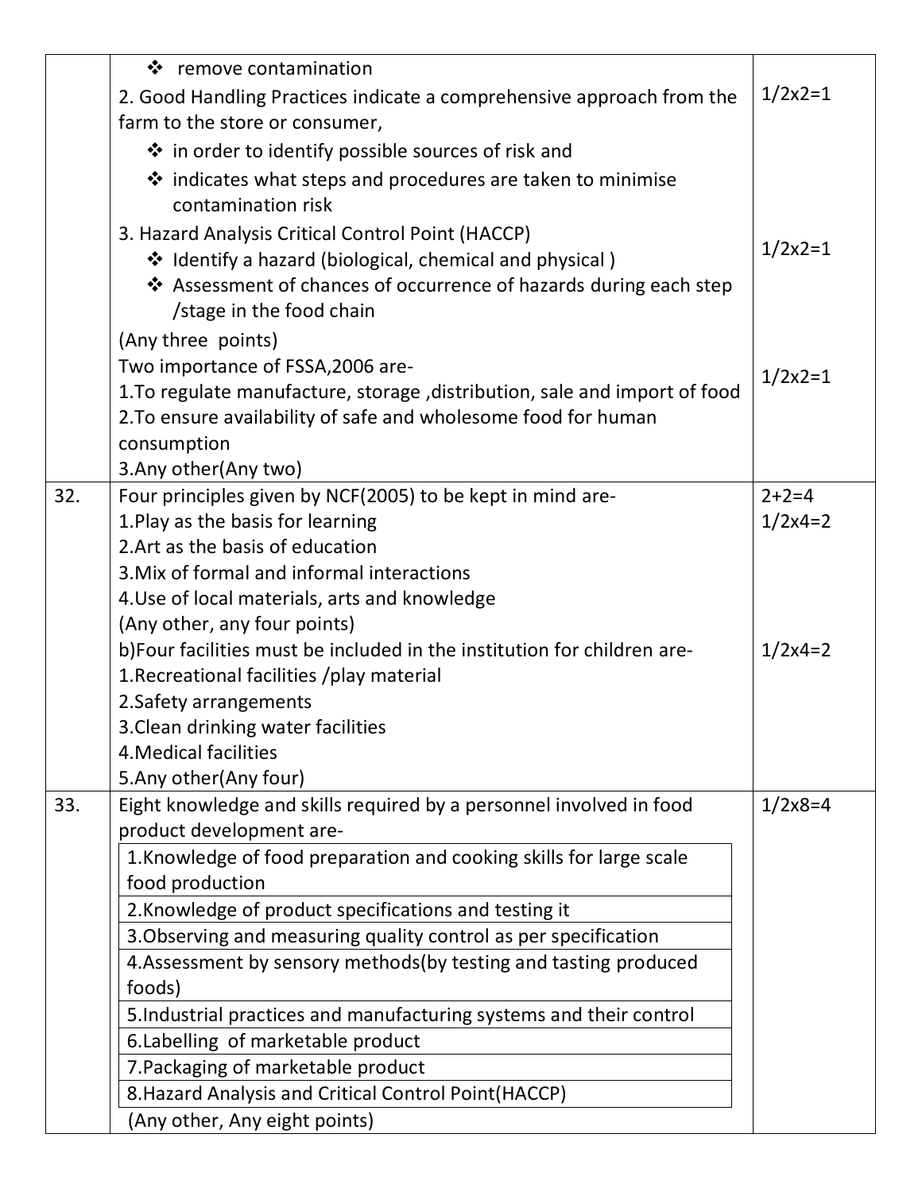| | | |
|---|---|---|
| | ❖ remove contamination<br>2. Good Handling Practices indicate a comprehensive approach from the farm to the store or consumer,<br>❖ in order to identify possible sources of risk and<br>❖ indicates what steps and procedures are taken to minimise contamination risk<br>3. Hazard Analysis Critical Control Point (HACCP)<br>❖ Identify a hazard (biological, chemical and physical )<br>❖ Assessment of chances of occurrence of hazards during each step /stage in the food chain<br>(Any three points)<br>Two importance of FSSA,2006 are-<br>1.To regulate manufacture, storage ,distribution, sale and import of food<br>2.To ensure availability of safe and wholesome food for human consumption<br>3.Any other(Any two) | 1/2x2=1<br><br>1/2x2=1<br><br>1/2x2=1 |
| 32. | Four principles given by NCF(2005) to be kept in mind are-<br>1.Play as the basis for learning<br>2.Art as the basis of education<br>3.Mix of formal and informal interactions<br>4.Use of local materials, arts and knowledge<br>(Any other, any four points)<br>b)Four facilities must be included in the institution for children are-<br>1.Recreational facilities /play material<br>2.Safety arrangements<br>3.Clean drinking water facilities<br>4.Medical facilities<br>5.Any other(Any four) | 2+2=4<br>1/2x4=2<br><br>1/2x4=2 |
| 33. | Eight knowledge and skills required by a personnel involved in food product development are-<br>1.Knowledge of food preparation and cooking skills for large scale food production<br>2.Knowledge of product specifications and testing it<br>3.Observing and measuring quality control as per specification<br>4.Assessment by sensory methods(by testing and tasting produced foods)<br>5.Industrial practices and manufacturing systems and their control<br>6.Labelling of marketable product<br>7.Packaging of marketable product<br>8.Hazard Analysis and Critical Control Point(HACCP)<br>(Any other, Any eight points) | 1/2x8=4 |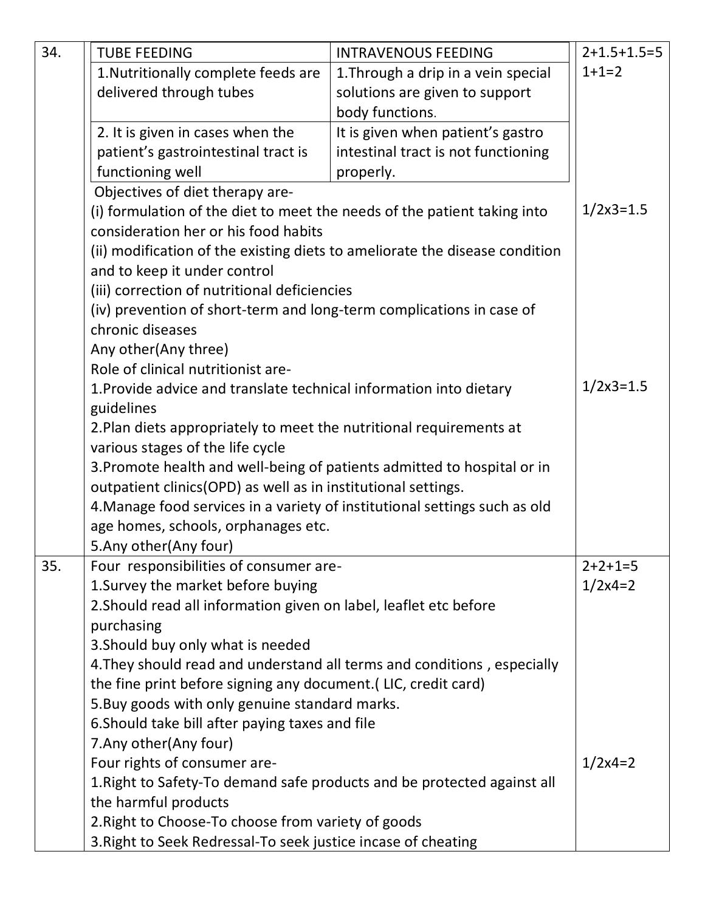**34.**

| TUBE FEEDING | INTRAVENOUS FEEDING |
|---|---|
| 1.Nutritionally complete feeds are delivered through tubes | 1.Through a drip in a vein special solutions are given to support body functions. |
| 2. It is given in cases when the patient's gastrointestinal tract is functioning well | It is given when patient's gastro intestinal tract is not functioning properly. |

Marks: 2+1.5+1.5=5; 1+1=2

Objectives of diet therapy are-

(i) formulation of the diet to meet the needs of the patient taking into consideration her or his food habits
(ii) modification of the existing diets to ameliorate the disease condition and to keep it under control
(iii) correction of nutritional deficiencies
(iv) prevention of short-term and long-term complications in case of chronic diseases
Any other(Any three)

Marks: 1/2x3=1.5

Role of clinical nutritionist are-

1.Provide advice and translate technical information into dietary guidelines
2.Plan diets appropriately to meet the nutritional requirements at various stages of the life cycle
3.Promote health and well-being of patients admitted to hospital or in outpatient clinics(OPD) as well as in institutional settings.
4.Manage food services in a variety of institutional settings such as old age homes, schools, orphanages etc.
5.Any other(Any four)

Marks: 1/2x3=1.5

**35.**

Marks: 2+2+1=5

Four responsibilities of consumer are-

1.Survey the market before buying
2.Should read all information given on label, leaflet etc before purchasing
3.Should buy only what is needed
4.They should read and understand all terms and conditions , especially the fine print before signing any document.( LIC, credit card)
5.Buy goods with only genuine standard marks.
6.Should take bill after paying taxes and file
7.Any other(Any four)

Marks: 1/2x4=2

Four rights of consumer are-

1.Right to Safety-To demand safe products and be protected against all the harmful products
2.Right to Choose-To choose from variety of goods
3.Right to Seek Redressal-To seek justice incase of cheating

Marks: 1/2x4=2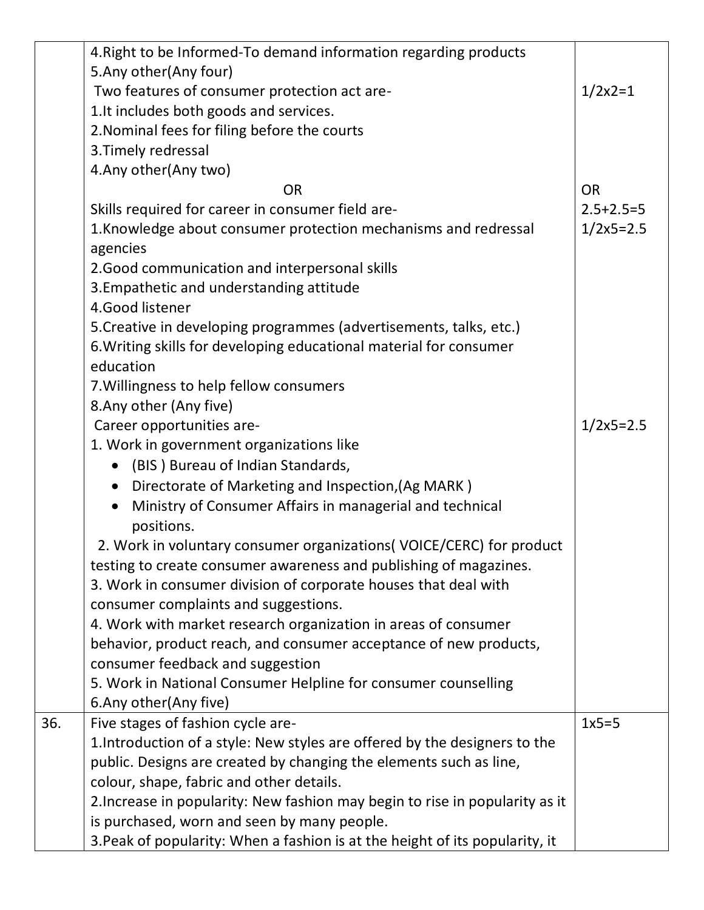|  |  |  |
|---|---|---|
|  | 4.Right to be Informed-To demand information regarding products<br>5.Any other(Any four)<br>Two features of consumer protection act are-<br>1.It includes both goods and services.<br>2.Nominal fees for filing before the courts<br>3.Timely redressal<br>4.Any other(Any two) | <br><br>1/2x2=1 |
|  | OR<br>Skills required for career in consumer field are-<br>1.Knowledge about consumer protection mechanisms and redressal agencies<br>2.Good communication and interpersonal skills<br>3.Empathetic and understanding attitude<br>4.Good listener<br>5.Creative in developing programmes (advertisements, talks, etc.)<br>6.Writing skills for developing educational material for consumer education<br>7.Willingness to help fellow consumers<br>8.Any other (Any five)<br>Career opportunities are-<br>1. Work in government organizations like<br>• (BIS ) Bureau of Indian Standards,<br>• Directorate of Marketing and Inspection,(Ag MARK )<br>• Ministry of Consumer Affairs in managerial and technical positions.<br>2. Work in voluntary consumer organizations( VOICE/CERC) for product testing to create consumer awareness and publishing of magazines.<br>3. Work in consumer division of corporate houses that deal with consumer complaints and suggestions.<br>4. Work with market research organization in areas of consumer behavior, product reach, and consumer acceptance of new products, consumer feedback and suggestion<br>5. Work in National Consumer Helpline for consumer counselling<br>6.Any other(Any five) | OR<br>2.5+2.5=5<br>1/2x5=2.5<br><br><br><br><br><br><br><br><br><br>1/2x5=2.5 |
| 36. | Five stages of fashion cycle are-<br>1.Introduction of a style: New styles are offered by the designers to the public. Designs are created by changing the elements such as line, colour, shape, fabric and other details.<br>2.Increase in popularity: New fashion may begin to rise in popularity as it is purchased, worn and seen by many people.<br>3.Peak of popularity: When a fashion is at the height of its popularity, it | 1x5=5 |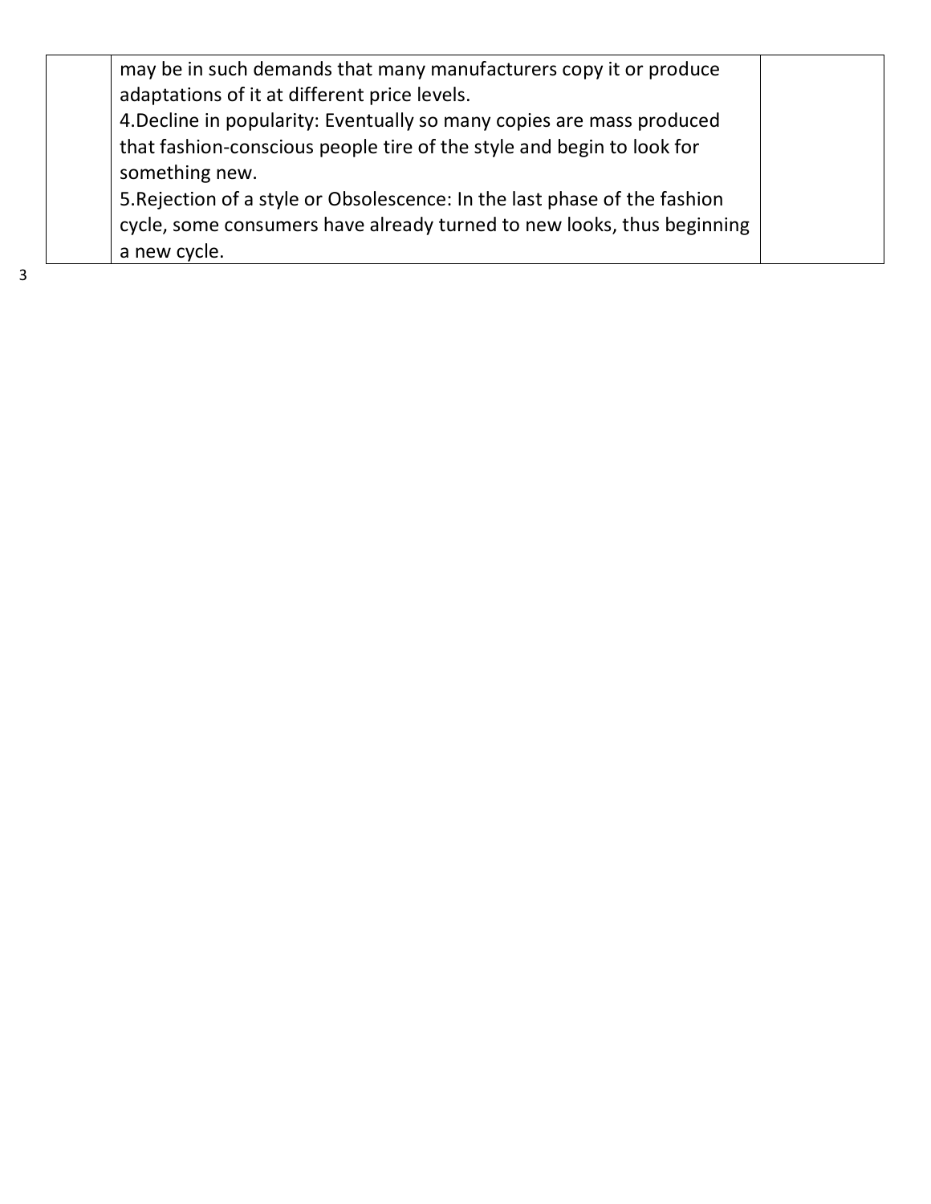| | | |
|---|---|---|
| | may be in such demands that many manufacturers copy it or produce adaptations of it at different price levels.<br>4.Decline in popularity: Eventually so many copies are mass produced that fashion-conscious people tire of the style and begin to look for something new.<br>5.Rejection of a style or Obsolescence: In the last phase of the fashion cycle, some consumers have already turned to new looks, thus beginning a new cycle. | |